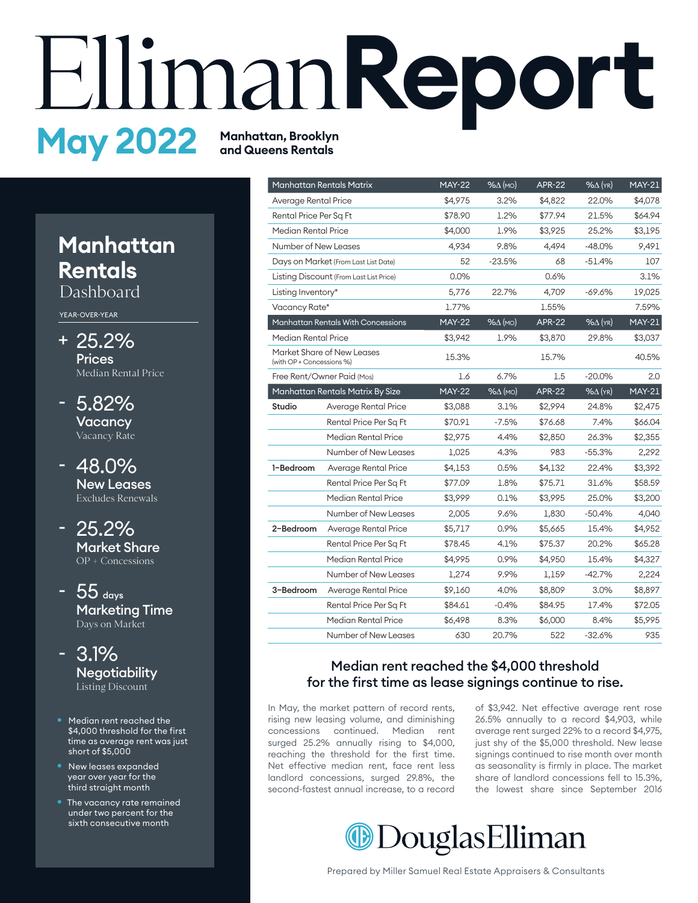# Elliman Report

## May 2022

**Manhattan, Brooklyn and Queens Rentals**

## Manhattan Rentals Dashboard

YEAR-OVER-YEAR

**+ 25.2%**
**Prices**
Median Rental Price

**- 5.82%**
**Vacancy**
Vacancy Rate

**- 48.0%**
**New Leases**
Excludes Renewals

**- 25.2%**
**Market Share**
OP + Concessions

**- 55 days**
**Marketing Time**
Days on Market

**- 3.1%**
**Negotiability**
Listing Discount

- Median rent reached the $4,000 threshold for the first time as average rent was just short of $5,000
- New leases expanded year over year for the third straight month
- The vacancy rate remained under two percent for the sixth consecutive month

| Manhattan Rentals Matrix | | MAY-22 | %∆ (MO) | APR-22 | %∆ (YR) | MAY-21 |
|---|---|---|---|---|---|---|
| Average Rental Price | | $4,975 | 3.2% | $4,822 | 22.0% | $4,078 |
| Rental Price Per Sq Ft | | $78.90 | 1.2% | $77.94 | 21.5% | $64.94 |
| Median Rental Price | | $4,000 | 1.9% | $3,925 | 25.2% | $3,195 |
| Number of New Leases | | 4,934 | 9.8% | 4,494 | -48.0% | 9,491 |
| Days on Market (From Last List Date) | | 52 | -23.5% | 68 | -51.4% | 107 |
| Listing Discount (From Last List Price) | | 0.0% | | 0.6% | | 3.1% |
| Listing Inventory* | | 5,776 | 22.7% | 4,709 | -69.6% | 19,025 |
| Vacancy Rate* | | 1.77% | | 1.55% | | 7.59% |
| **Manhattan Rentals With Concessions** | | **MAY-22** | **%∆ (MO)** | **APR-22** | **%∆ (YR)** | **MAY-21** |
| Median Rental Price | | $3,942 | 1.9% | $3,870 | 29.8% | $3,037 |
| Market Share of New Leases (with OP + Concessions %) | | 15.3% | | 15.7% | | 40.5% |
| Free Rent/Owner Paid (Mos) | | 1.6 | 6.7% | 1.5 | -20.0% | 2.0 |
| **Manhattan Rentals Matrix By Size** | | **MAY-22** | **%∆ (MO)** | **APR-22** | **%∆ (YR)** | **MAY-21** |
| Studio | Average Rental Price | $3,088 | 3.1% | $2,994 | 24.8% | $2,475 |
| | Rental Price Per Sq Ft | $70.91 | -7.5% | $76.68 | 7.4% | $66.04 |
| | Median Rental Price | $2,975 | 4.4% | $2,850 | 26.3% | $2,355 |
| | Number of New Leases | 1,025 | 4.3% | 983 | -55.3% | 2,292 |
| 1-Bedroom | Average Rental Price | $4,153 | 0.5% | $4,132 | 22.4% | $3,392 |
| | Rental Price Per Sq Ft | $77.09 | 1.8% | $75.71 | 31.6% | $58.59 |
| | Median Rental Price | $3,999 | 0.1% | $3,995 | 25.0% | $3,200 |
| | Number of New Leases | 2,005 | 9.6% | 1,830 | -50.4% | 4,040 |
| 2-Bedroom | Average Rental Price | $5,717 | 0.9% | $5,665 | 15.4% | $4,952 |
| | Rental Price Per Sq Ft | $78.45 | 4.1% | $75.37 | 20.2% | $65.28 |
| | Median Rental Price | $4,995 | 0.9% | $4,950 | 15.4% | $4,327 |
| | Number of New Leases | 1,274 | 9.9% | 1,159 | -42.7% | 2,224 |
| 3-Bedroom | Average Rental Price | $9,160 | 4.0% | $8,809 | 3.0% | $8,897 |
| | Rental Price Per Sq Ft | $84.61 | -0.4% | $84.95 | 17.4% | $72.05 |
| | Median Rental Price | $6,498 | 8.3% | $6,000 | 8.4% | $5,995 |
| | Number of New Leases | 630 | 20.7% | 522 | -32.6% | 935 |

### Median rent reached the $4,000 threshold for the first time as lease signings continue to rise.

In May, the market pattern of record rents, rising new leasing volume, and diminishing concessions continued. Median rent surged 25.2% annually rising to $4,000, reaching the threshold for the first time. Net effective median rent, face rent less landlord concessions, surged 29.8%, the second-fastest annual increase, to a record of $3,942. Net effective average rent rose 26.5% annually to a record $4,903, while average rent surged 22% to a record $4,975, just shy of the $5,000 threshold. New lease signings continued to rise month over month as seasonality is firmly in place. The market share of landlord concessions fell to 15.3%, the lowest share since September 2016

DouglasElliman

Prepared by Miller Samuel Real Estate Appraisers & Consultants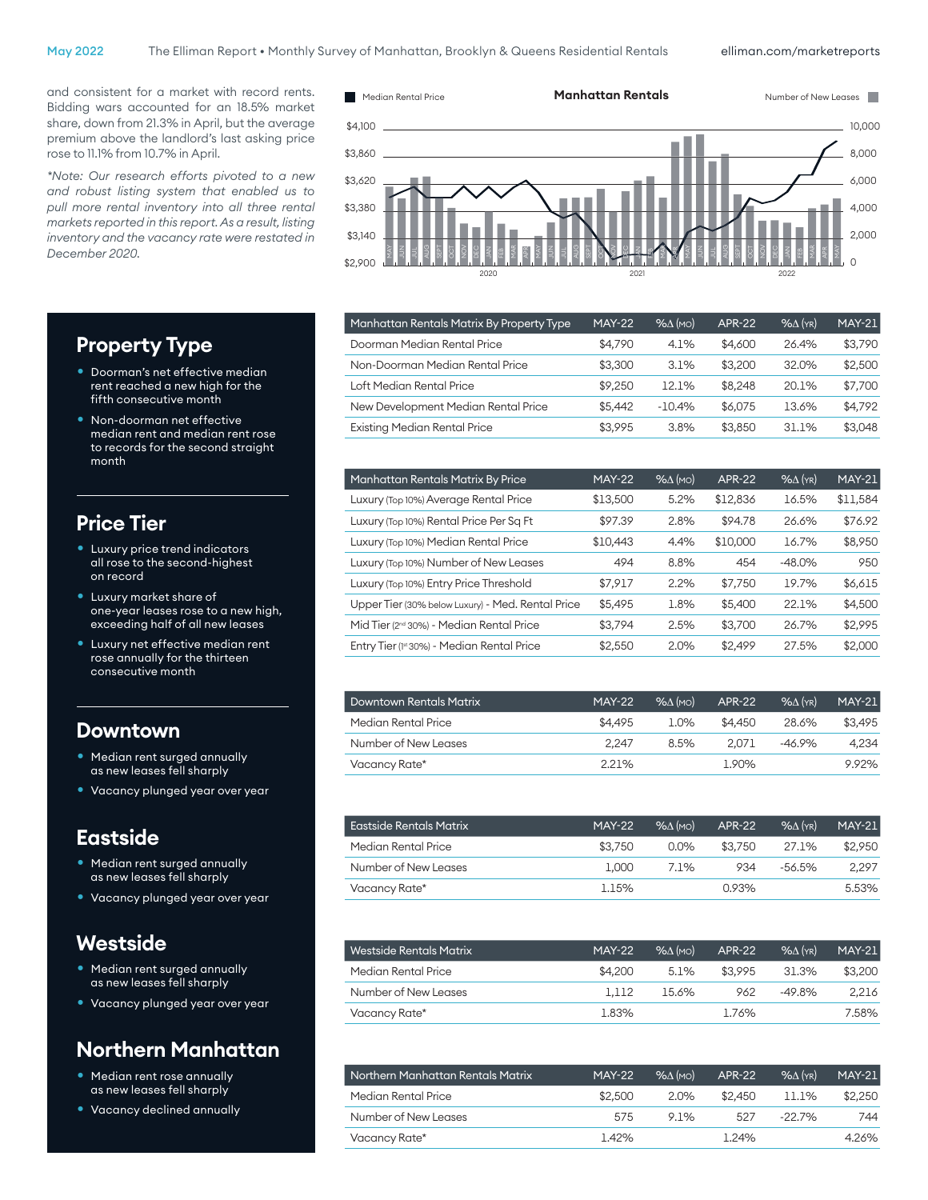and consistent for a market with record rents. Bidding wars accounted for an 18.5% market share, down from 21.3% in April, but the average premium above the landlord's last asking price rose to 11.1% from 10.7% in April.

*\*Note: Our research efforts pivoted to a new and robust listing system that enabled us to pull more rental inventory into all three rental markets reported in this report. As a result, listing inventory and the vacancy rate were restated in December 2020.*

## Property Type

- Doorman's net effective median rent reached a new high for the fifth consecutive month
- Non-doorman net effective median rent and median rent rose to records for the second straight month

## Price Tier

- Luxury price trend indicators all rose to the second-highest on record
- Luxury market share of one-year leases rose to a new high, exceeding half of all new leases
- Luxury net effective median rent rose annually for the thirteen consecutive month

## Downtown

- Median rent surged annually as new leases fell sharply
- Vacancy plunged year over year

## Eastside

- Median rent surged annually as new leases fell sharply
- Vacancy plunged year over year

## Westside

- Median rent surged annually as new leases fell sharply
- Vacancy plunged year over year

## Northern Manhattan

- Median rent rose annually as new leases fell sharply
- Vacancy declined annually

| Manhattan Rentals Matrix By Property Type | MAY-22 | %Δ (MO) | APR-22 | %Δ (YR) | MAY-21 |
|---|---|---|---|---|---|
| Doorman Median Rental Price | $4,790 | 4.1% | $4,600 | 26.4% | $3,790 |
| Non-Doorman Median Rental Price | $3,300 | 3.1% | $3,200 | 32.0% | $2,500 |
| Loft Median Rental Price | $9,250 | 12.1% | $8,248 | 20.1% | $7,700 |
| New Development Median Rental Price | $5,442 | -10.4% | $6,075 | 13.6% | $4,792 |
| Existing Median Rental Price | $3,995 | 3.8% | $3,850 | 31.1% | $3,048 |

| Manhattan Rentals Matrix By Price | MAY-22 | %Δ (MO) | APR-22 | %Δ (YR) | MAY-21 |
|---|---|---|---|---|---|
| Luxury (Top 10%) Average Rental Price | $13,500 | 5.2% | $12,836 | 16.5% | $11,584 |
| Luxury (Top 10%) Rental Price Per Sq Ft | $97.39 | 2.8% | $94.78 | 26.6% | $76.92 |
| Luxury (Top 10%) Median Rental Price | $10,443 | 4.4% | $10,000 | 16.7% | $8,950 |
| Luxury (Top 10%) Number of New Leases | 494 | 8.8% | 454 | -48.0% | 950 |
| Luxury (Top 10%) Entry Price Threshold | $7,917 | 2.2% | $7,750 | 19.7% | $6,615 |
| Upper Tier (30% below Luxury) - Med. Rental Price | $5,495 | 1.8% | $5,400 | 22.1% | $4,500 |
| Mid Tier (2nd 30%) - Median Rental Price | $3,794 | 2.5% | $3,700 | 26.7% | $2,995 |
| Entry Tier (1st 30%) - Median Rental Price | $2,550 | 2.0% | $2,499 | 27.5% | $2,000 |

| Downtown Rentals Matrix | MAY-22 | %Δ (MO) | APR-22 | %Δ (YR) | MAY-21 |
|---|---|---|---|---|---|
| Median Rental Price | $4,495 | 1.0% | $4,450 | 28.6% | $3,495 |
| Number of New Leases | 2,247 | 8.5% | 2,071 | -46.9% | 4,234 |
| Vacancy Rate* | 2.21% | | 1.90% | | 9.92% |

| Eastside Rentals Matrix | MAY-22 | %Δ (MO) | APR-22 | %Δ (YR) | MAY-21 |
|---|---|---|---|---|---|
| Median Rental Price | $3,750 | 0.0% | $3,750 | 27.1% | $2,950 |
| Number of New Leases | 1,000 | 7.1% | 934 | -56.5% | 2,297 |
| Vacancy Rate* | 1.15% | | 0.93% | | 5.53% |

| Westside Rentals Matrix | MAY-22 | %Δ (MO) | APR-22 | %Δ (YR) | MAY-21 |
|---|---|---|---|---|---|
| Median Rental Price | $4,200 | 5.1% | $3,995 | 31.3% | $3,200 |
| Number of New Leases | 1,112 | 15.6% | 962 | -49.8% | 2,216 |
| Vacancy Rate* | 1.83% | | 1.76% | | 7.58% |

| Northern Manhattan Rentals Matrix | MAY-22 | %Δ (MO) | APR-22 | %Δ (YR) | MAY-21 |
|---|---|---|---|---|---|
| Median Rental Price | $2,500 | 2.0% | $2,450 | 11.1% | $2,250 |
| Number of New Leases | 575 | 9.1% | 527 | -22.7% | 744 |
| Vacancy Rate* | 1.42% | | 1.24% | | 4.26% |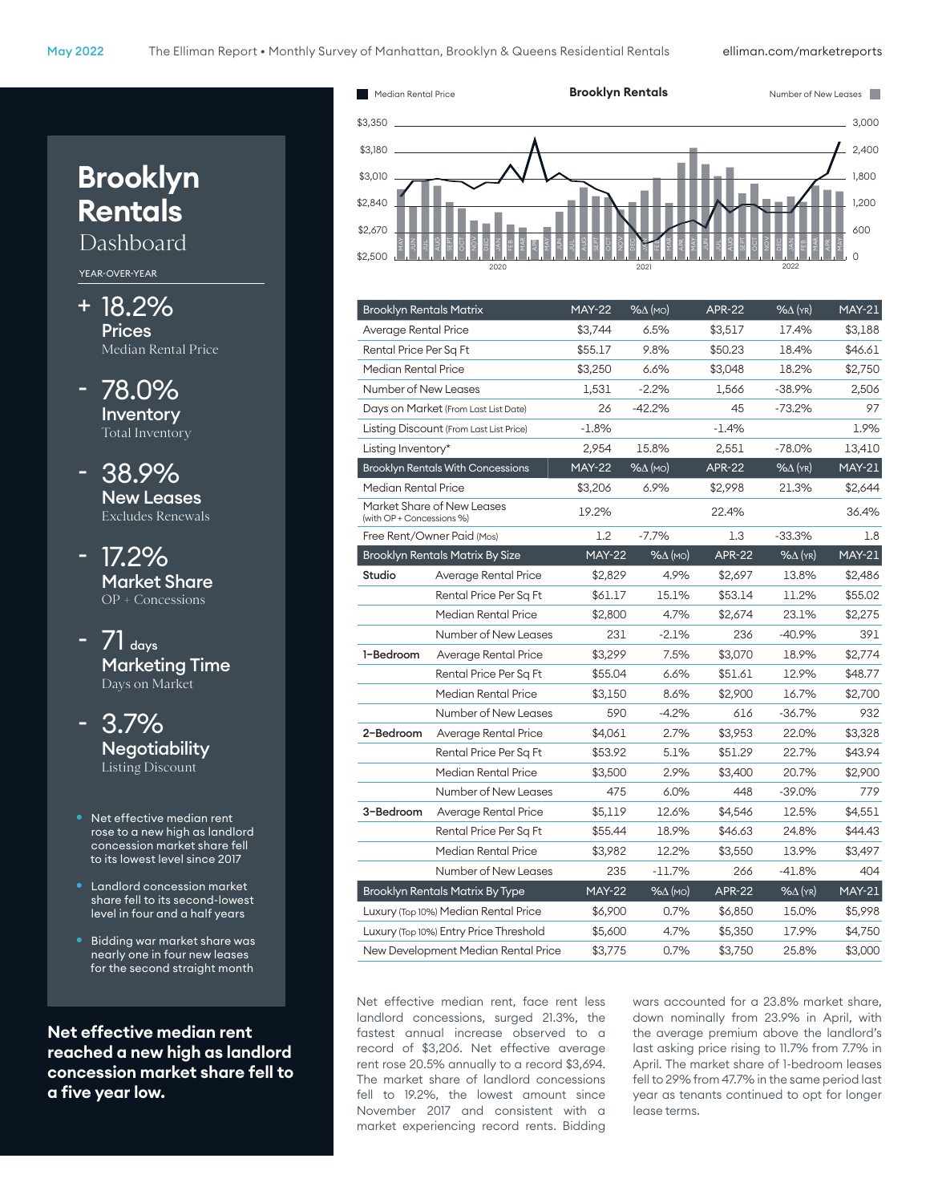# Brooklyn Rentals
Dashboard

YEAR-OVER-YEAR

**+ 18.2%**
**Prices**
Median Rental Price

**- 78.0%**
**Inventory**
Total Inventory

**- 38.9%**
**New Leases**
Excludes Renewals

**- 17.2%**
**Market Share**
OP + Concessions

**- 71 days**
**Marketing Time**
Days on Market

**- 3.7%**
**Negotiability**
Listing Discount

- Net effective median rent rose to a new high as landlord concession market share fell to its lowest level since 2017
- Landlord concession market share fell to its second-lowest level in four and a half years
- Bidding war market share was nearly one in four new leases for the second straight month

**Net effective median rent reached a new high as landlord concession market share fell to a five year low.**

Brooklyn Rentals

Median Rental Price / Number of New Leases

| Brooklyn Rentals Matrix | MAY-22 | %Δ (MO) | APR-22 | %Δ (YR) | MAY-21 |
|---|---|---|---|---|---|
| Average Rental Price | $3,744 | 6.5% | $3,517 | 17.4% | $3,188 |
| Rental Price Per Sq Ft | $55.17 | 9.8% | $50.23 | 18.4% | $46.61 |
| Median Rental Price | $3,250 | 6.6% | $3,048 | 18.2% | $2,750 |
| Number of New Leases | 1,531 | -2.2% | 1,566 | -38.9% | 2,506 |
| Days on Market (From Last List Date) | 26 | -42.2% | 45 | -73.2% | 97 |
| Listing Discount (From Last List Price) | -1.8% | | -1.4% | | 1.9% |
| Listing Inventory* | 2,954 | 15.8% | 2,551 | -78.0% | 13,410 |
| **Brooklyn Rentals With Concessions** | **MAY-22** | **%Δ (MO)** | **APR-22** | **%Δ (YR)** | **MAY-21** |
| Median Rental Price | $3,206 | 6.9% | $2,998 | 21.3% | $2,644 |
| Market Share of New Leases (with OP + Concessions %) | 19.2% | | 22.4% | | 36.4% |
| Free Rent/Owner Paid (Mos) | 1.2 | -7.7% | 1.3 | -33.3% | 1.8 |

| Brooklyn Rentals Matrix By Size | | MAY-22 | %Δ (MO) | APR-22 | %Δ (YR) | MAY-21 |
|---|---|---|---|---|---|---|
| Studio | Average Rental Price | $2,829 | 4.9% | $2,697 | 13.8% | $2,486 |
| | Rental Price Per Sq Ft | $61.17 | 15.1% | $53.14 | 11.2% | $55.02 |
| | Median Rental Price | $2,800 | 4.7% | $2,674 | 23.1% | $2,275 |
| | Number of New Leases | 231 | -2.1% | 236 | -40.9% | 391 |
| 1-Bedroom | Average Rental Price | $3,299 | 7.5% | $3,070 | 18.9% | $2,774 |
| | Rental Price Per Sq Ft | $55.04 | 6.6% | $51.61 | 12.9% | $48.77 |
| | Median Rental Price | $3,150 | 8.6% | $2,900 | 16.7% | $2,700 |
| | Number of New Leases | 590 | -4.2% | 616 | -36.7% | 932 |
| 2-Bedroom | Average Rental Price | $4,061 | 2.7% | $3,953 | 22.0% | $3,328 |
| | Rental Price Per Sq Ft | $53.92 | 5.1% | $51.29 | 22.7% | $43.94 |
| | Median Rental Price | $3,500 | 2.9% | $3,400 | 20.7% | $2,900 |
| | Number of New Leases | 475 | 6.0% | 448 | -39.0% | 779 |
| 3-Bedroom | Average Rental Price | $5,119 | 12.6% | $4,546 | 12.5% | $4,551 |
| | Rental Price Per Sq Ft | $55.44 | 18.9% | $46.63 | 24.8% | $44.43 |
| | Median Rental Price | $3,982 | 12.2% | $3,550 | 13.9% | $3,497 |
| | Number of New Leases | 235 | -11.7% | 266 | -41.8% | 404 |

| Brooklyn Rentals Matrix By Type | MAY-22 | %Δ (MO) | APR-22 | %Δ (YR) | MAY-21 |
|---|---|---|---|---|---|
| Luxury (Top 10%) Median Rental Price | $6,900 | 0.7% | $6,850 | 15.0% | $5,998 |
| Luxury (Top 10%) Entry Price Threshold | $5,600 | 4.7% | $5,350 | 17.9% | $4,750 |
| New Development Median Rental Price | $3,775 | 0.7% | $3,750 | 25.8% | $3,000 |

Net effective median rent, face rent less landlord concessions, surged 21.3%, the fastest annual increase observed to a record of $3,206. Net effective average rent rose 20.5% annually to a record $3,694. The market share of landlord concessions fell to 19.2%, the lowest amount since November 2017 and consistent with a market experiencing record rents. Bidding wars accounted for a 23.8% market share, down nominally from 23.9% in April, with the average premium above the landlord's last asking price rising to 11.7% from 7.7% in April. The market share of 1-bedroom leases fell to 29% from 47.7% in the same period last year as tenants continued to opt for longer lease terms.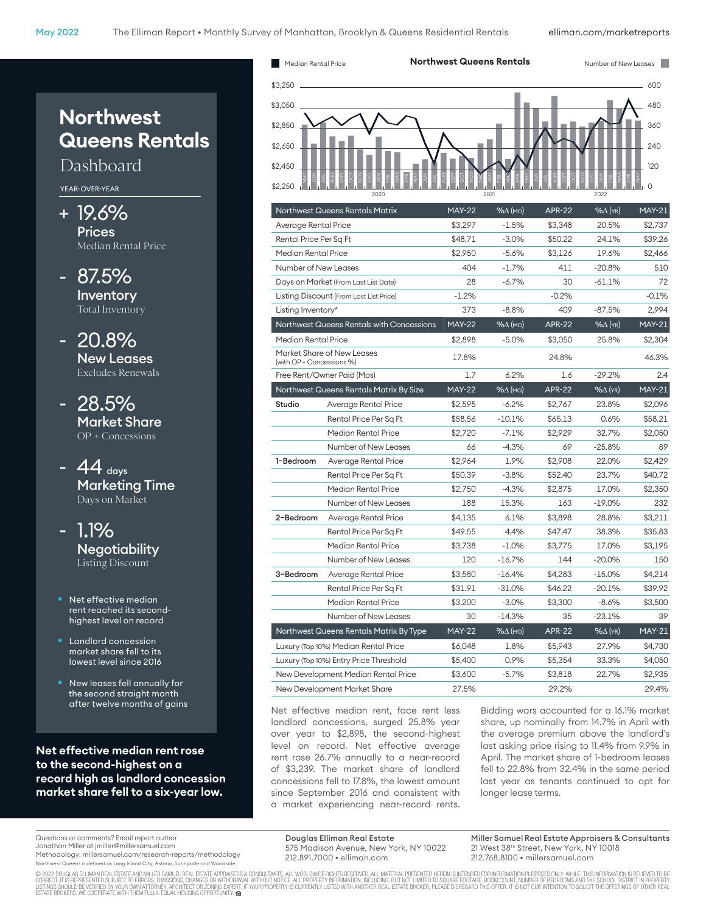# Northwest Queens Rentals

## Dashboard

YEAR-OVER-YEAR

**+ 19.6%**
**Prices**
Median Rental Price

**- 87.5%**
**Inventory**
Total Inventory

**- 20.8%**
**New Leases**
Excludes Renewals

**- 28.5%**
**Market Share**
OP + Concessions

**- 44 days**
**Marketing Time**
Days on Market

**- 1.1%**
**Negotiability**
Listing Discount

- Net effective median rent reached its second-highest level on record
- Landlord concession market share fell to its lowest level since 2016
- New leases fell annually for the second straight month after twelve months of gains

**Net effective median rent rose to the second-highest on a record high as landlord concession market share fell to a six-year low.**

Median Rental Price
Northwest Queens Rentals
Number of New Leases

$3,250 $3,050 $2,850 $2,650 $2,450 $2,250
600 480 360 240 120 0
MAY JUN JUL AUG SEPT OCT NOV DEC JAN FEB MAR APR MAY JUN JUL AUG SEPT OCT NOV DEC JAN FEB MAR APR MAY JUN JUL AUG SEPT OCT NOV DEC JAN FEB MAR APR MAY
2020 2021 2022

| Northwest Queens Rentals Matrix | | MAY-22 | %Δ (MO) | APR-22 | %Δ (YR) | MAY-21 |
|---|---|---|---|---|---|---|
| Average Rental Price | | $3,297 | -1.5% | $3,348 | 20.5% | $2,737 |
| Rental Price Per Sq Ft | | $48.71 | -3.0% | $50.22 | 24.1% | $39.26 |
| Median Rental Price | | $2,950 | -5.6% | $3,126 | 19.6% | $2,466 |
| Number of New Leases | | 404 | -1.7% | 411 | -20.8% | 510 |
| Days on Market (From Last List Date) | | 28 | -6.7% | 30 | -61.1% | 72 |
| Listing Discount (From Last List Price) | | -1.2% | | -0.2% | | -0.1% |
| Listing Inventory* | | 373 | -8.8% | 409 | -87.5% | 2,994 |
| **Northwest Queens Rentals with Concessions** | | **MAY-22** | **%Δ (MO)** | **APR-22** | **%Δ (YR)** | **MAY-21** |
| Median Rental Price | | $2,898 | -5.0% | $3,050 | 25.8% | $2,304 |
| Market Share of New Leases (with OP + Concessions %) | | 17.8% | | 24.8% | | 46.3% |
| Free Rent/Owner Paid (Mos) | | 1.7 | 6.2% | 1.6 | -29.2% | 2.4 |
| **Northwest Queens Rentals Matrix By Size** | | **MAY-22** | **%Δ (MO)** | **APR-22** | **%Δ (YR)** | **MAY-21** |
| **Studio** | Average Rental Price | $2,595 | -6.2% | $2,767 | 23.8% | $2,096 |
| | Rental Price Per Sq Ft | $58.56 | -10.1% | $65.13 | 0.6% | $58.21 |
| | Median Rental Price | $2,720 | -7.1% | $2,929 | 32.7% | $2,050 |
| | Number of New Leases | 66 | -4.3% | 69 | -25.8% | 89 |
| **1-Bedroom** | Average Rental Price | $2,964 | 1.9% | $2,908 | 22.0% | $2,429 |
| | Rental Price Per Sq Ft | $50.39 | -3.8% | $52.40 | 23.7% | $40.72 |
| | Median Rental Price | $2,750 | -4.3% | $2,875 | 17.0% | $2,350 |
| | Number of New Leases | 188 | 15.3% | 163 | -19.0% | 232 |
| **2-Bedroom** | Average Rental Price | $4,135 | 6.1% | $3,898 | 28.8% | $3,211 |
| | Rental Price Per Sq Ft | $49.55 | 4.4% | $47.47 | 38.3% | $35.83 |
| | Median Rental Price | $3,738 | -1.0% | $3,775 | 17.0% | $3,195 |
| | Number of New Leases | 120 | -16.7% | 144 | -20.0% | 150 |
| **3-Bedroom** | Average Rental Price | $3,580 | -16.4% | $4,283 | -15.0% | $4,214 |
| | Rental Price Per Sq Ft | $31.91 | -31.0% | $46.22 | -20.1% | $39.92 |
| | Median Rental Price | $3,200 | -3.0% | $3,300 | -8.6% | $3,500 |
| | Number of New Leases | 30 | -14.3% | 35 | -23.1% | 39 |
| **Northwest Queens Rentals Matrix By Type** | | **MAY-22** | **%Δ (MO)** | **APR-22** | **%Δ (YR)** | **MAY-21** |
| Luxury (Top 10%) Median Rental Price | | $6,048 | 1.8% | $5,943 | 27.9% | $4,730 |
| Luxury (Top 10%) Entry Price Threshold | | $5,400 | 0.9% | $5,354 | 33.3% | $4,050 |
| New Development Median Rental Price | | $3,600 | -5.7% | $3,818 | 22.7% | $2,935 |
| New Development Market Share | | 27.5% | | 29.2% | | 29.4% |

Net effective median rent, face rent less landlord concessions, surged 25.8% year over year to $2,898, the second-highest level on record. Net effective average rent rose 26.7% annually to a near-record of $3,239. The market share of landlord concessions fell to 17.8%, the lowest amount since September 2016 and consistent with a market experiencing near-record rents. Bidding wars accounted for a 16.1% market share, up nominally from 14.7% in April with the average premium above the landlord's last asking price rising to 11.4% from 9.9% in April. The market share of 1-bedroom leases fell to 22.8% from 32.4% in the same period last year as tenants continued to opt for longer lease terms.

Questions or comments? Email report author Jonathan Miller at jmiller@millersamuel.com
Methodology: millersamuel.com/research-reports/methodology
Northwest Queens is defined as Long Island City, Astoria, Sunnyside and Woodside.

**Douglas Elliman Real Estate**
575 Madison Avenue, New York, NY 10022
212.891.7000 • elliman.com

**Miller Samuel Real Estate Appraisers & Consultants**
21 West 38th Street, New York, NY 10018
212.768.8100 • millersamuel.com

© 2022 DOUGLAS ELLIMAN REAL ESTATE AND MILLER SAMUEL REAL ESTATE APPRAISERS & CONSULTANTS. ALL WORLDWIDE RIGHTS RESERVED. ALL MATERIAL PRESENTED HEREIN IS INTENDED FOR INFORMATION PURPOSES ONLY. WHILE, THIS INFORMATION IS BELIEVED TO BE CORRECT, IT IS REPRESENTED SUBJECT TO ERRORS, OMISSIONS, CHANGES OR WITHDRAWAL WITHOUT NOTICE. ALL PROPERTY INFORMATION, INCLUDING, BUT NOT LIMITED TO SQUARE FOOTAGE, ROOM COUNT, NUMBER OF BEDROOMS AND THE SCHOOL DISTRICT IN PROPERTY LISTINGS SHOULD BE VERIFIED BY YOUR OWN ATTORNEY, ARCHITECT OR ZONING EXPERT. IF YOUR PROPERTY IS CURRENTLY LISTED WITH ANOTHER REAL ESTATE BROKER, PLEASE DISREGARD THIS OFFER. IT IS NOT OUR INTENTION TO SOLICIT THE OFFERINGS OF OTHER REAL ESTATE BROKERS. WE COOPERATE WITH THEM FULLY. EQUAL HOUSING OPPORTUNITY.